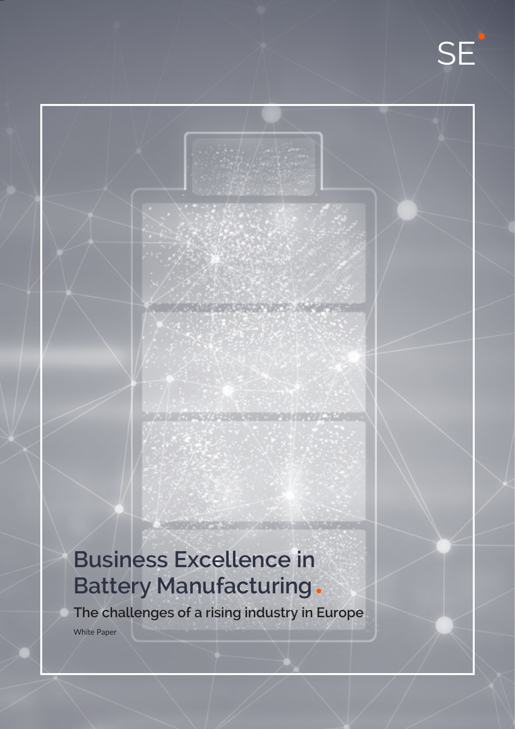SE

# Business Excellence in Battery Manufacturing

## The challenges of a rising industry in Europe

White Paper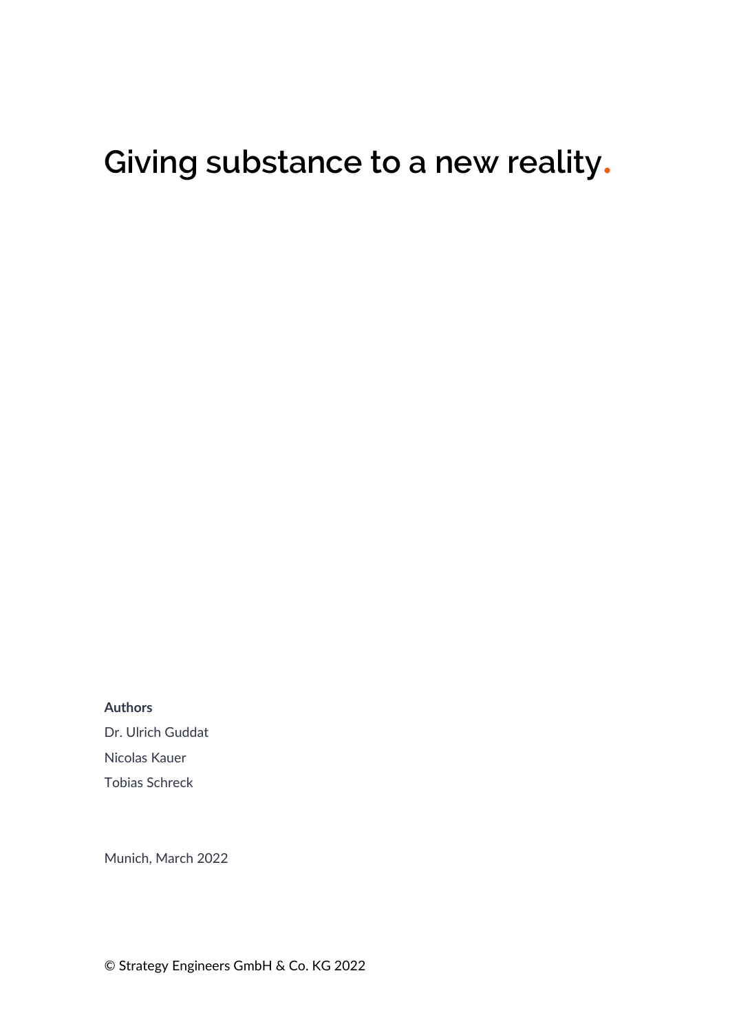# Giving substance to a new reality.

**Authors**

Dr. Ulrich Guddat

Nicolas Kauer

Tobias Schreck

Munich, March 2022

© Strategy Engineers GmbH & Co. KG 2022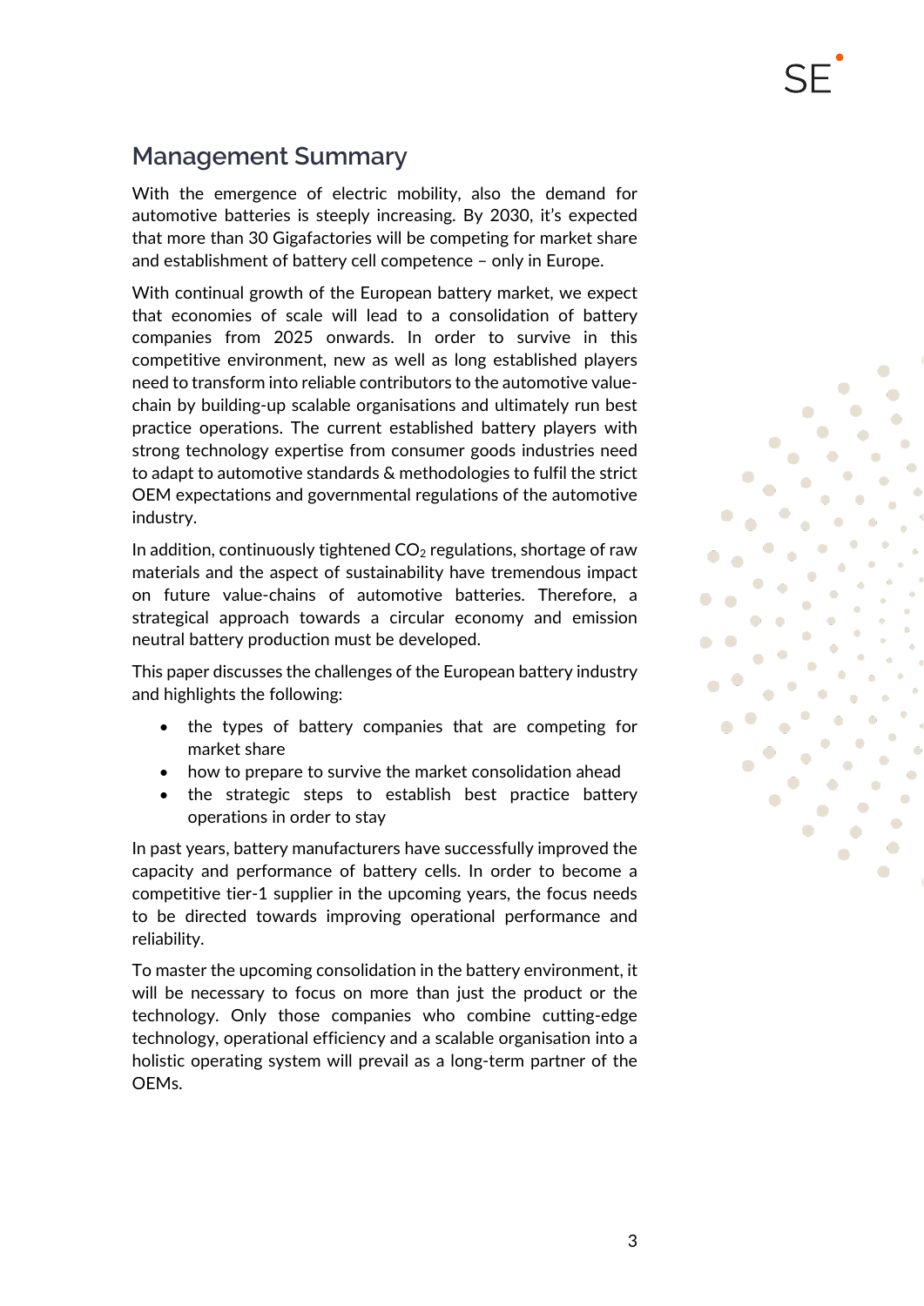## Management Summary

With the emergence of electric mobility, also the demand for automotive batteries is steeply increasing. By 2030, it's expected that more than 30 Gigafactories will be competing for market share and establishment of battery cell competence – only in Europe.

With continual growth of the European battery market, we expect that economies of scale will lead to a consolidation of battery companies from 2025 onwards. In order to survive in this competitive environment, new as well as long established players need to transform into reliable contributors to the automotive value-chain by building-up scalable organisations and ultimately run best practice operations. The current established battery players with strong technology expertise from consumer goods industries need to adapt to automotive standards & methodologies to fulfil the strict OEM expectations and governmental regulations of the automotive industry.

In addition, continuously tightened $CO_2$ regulations, shortage of raw materials and the aspect of sustainability have tremendous impact on future value-chains of automotive batteries. Therefore, a strategical approach towards a circular economy and emission neutral battery production must be developed.

This paper discusses the challenges of the European battery industry and highlights the following:

- the types of battery companies that are competing for market share
- how to prepare to survive the market consolidation ahead
- the strategic steps to establish best practice battery operations in order to stay

In past years, battery manufacturers have successfully improved the capacity and performance of battery cells. In order to become a competitive tier-1 supplier in the upcoming years, the focus needs to be directed towards improving operational performance and reliability.

To master the upcoming consolidation in the battery environment, it will be necessary to focus on more than just the product or the technology. Only those companies who combine cutting-edge technology, operational efficiency and a scalable organisation into a holistic operating system will prevail as a long-term partner of the OEMs.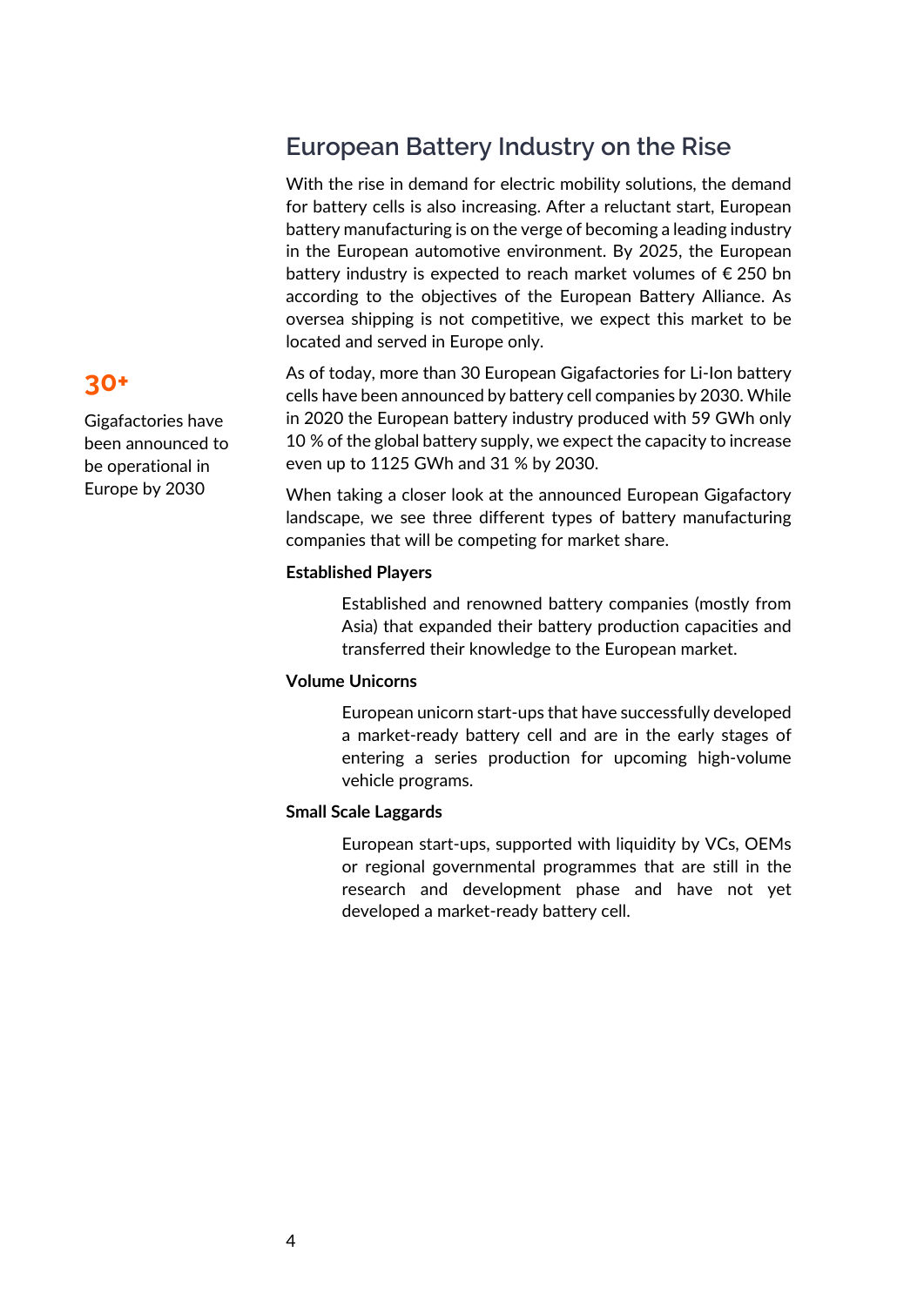## European Battery Industry on the Rise

With the rise in demand for electric mobility solutions, the demand for battery cells is also increasing. After a reluctant start, European battery manufacturing is on the verge of becoming a leading industry in the European automotive environment. By 2025, the European battery industry is expected to reach market volumes of € 250 bn according to the objectives of the European Battery Alliance. As oversea shipping is not competitive, we expect this market to be located and served in Europe only.

**30+**

Gigafactories have been announced to be operational in Europe by 2030

As of today, more than 30 European Gigafactories for Li-Ion battery cells have been announced by battery cell companies by 2030. While in 2020 the European battery industry produced with 59 GWh only 10 % of the global battery supply, we expect the capacity to increase even up to 1125 GWh and 31 % by 2030.

When taking a closer look at the announced European Gigafactory landscape, we see three different types of battery manufacturing companies that will be competing for market share.

**Established Players**

Established and renowned battery companies (mostly from Asia) that expanded their battery production capacities and transferred their knowledge to the European market.

**Volume Unicorns**

European unicorn start-ups that have successfully developed a market-ready battery cell and are in the early stages of entering a series production for upcoming high-volume vehicle programs.

**Small Scale Laggards**

European start-ups, supported with liquidity by VCs, OEMs or regional governmental programmes that are still in the research and development phase and have not yet developed a market-ready battery cell.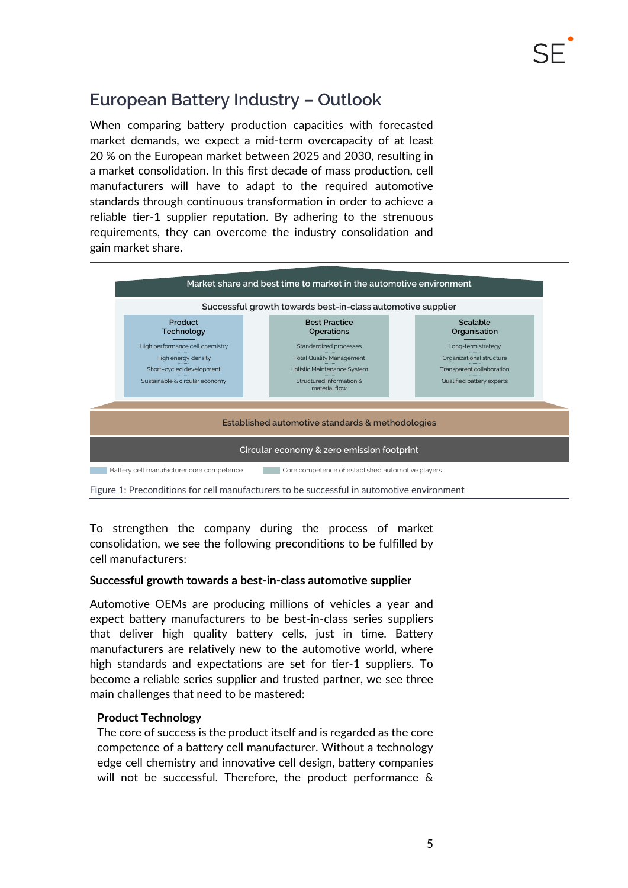## European Battery Industry – Outlook

When comparing battery production capacities with forecasted market demands, we expect a mid-term overcapacity of at least 20 % on the European market between 2025 and 2030, resulting in a market consolidation. In this first decade of mass production, cell manufacturers will have to adapt to the required automotive standards through continuous transformation in order to achieve a reliable tier-1 supplier reputation. By adhering to the strenuous requirements, they can overcome the industry consolidation and gain market share.

Market share and best time to market in the automotive environment

Successful growth towards best-in-class automotive supplier

| Product Technology | Best Practice Operations | Scalable Organisation |
|---|---|---|
| High performance cell chemistry | Standardized processes | Long-term strategy |
| High energy density | Total Quality Management | Organizational structure |
| Short-cycled development | Holistic Maintenance System | Transparent collaboration |
| Sustainable & circular economy | Structured information & material flow | Qualified battery experts |

Established automotive standards & methodologies

Circular economy & zero emission footprint

Battery cell manufacturer core competence — Core competence of established automotive players

Figure 1: Preconditions for cell manufacturers to be successful in automotive environment

To strengthen the company during the process of market consolidation, we see the following preconditions to be fulfilled by cell manufacturers:

**Successful growth towards a best-in-class automotive supplier**

Automotive OEMs are producing millions of vehicles a year and expect battery manufacturers to be best-in-class series suppliers that deliver high quality battery cells, just in time. Battery manufacturers are relatively new to the automotive world, where high standards and expectations are set for tier-1 suppliers. To become a reliable series supplier and trusted partner, we see three main challenges that need to be mastered:

**Product Technology**
The core of success is the product itself and is regarded as the core competence of a battery cell manufacturer. Without a technology edge cell chemistry and innovative cell design, battery companies will not be successful. Therefore, the product performance &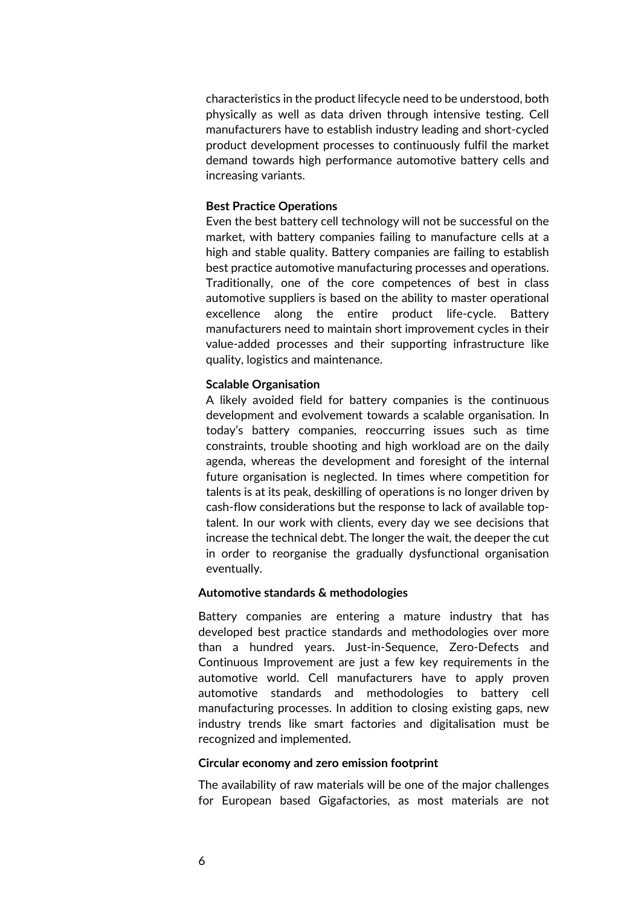characteristics in the product lifecycle need to be understood, both physically as well as data driven through intensive testing. Cell manufacturers have to establish industry leading and short-cycled product development processes to continuously fulfil the market demand towards high performance automotive battery cells and increasing variants.

**Best Practice Operations**

Even the best battery cell technology will not be successful on the market, with battery companies failing to manufacture cells at a high and stable quality. Battery companies are failing to establish best practice automotive manufacturing processes and operations. Traditionally, one of the core competences of best in class automotive suppliers is based on the ability to master operational excellence along the entire product life-cycle. Battery manufacturers need to maintain short improvement cycles in their value-added processes and their supporting infrastructure like quality, logistics and maintenance.

**Scalable Organisation**

A likely avoided field for battery companies is the continuous development and evolvement towards a scalable organisation. In today's battery companies, reoccurring issues such as time constraints, trouble shooting and high workload are on the daily agenda, whereas the development and foresight of the internal future organisation is neglected. In times where competition for talents is at its peak, deskilling of operations is no longer driven by cash-flow considerations but the response to lack of available top-talent. In our work with clients, every day we see decisions that increase the technical debt. The longer the wait, the deeper the cut in order to reorganise the gradually dysfunctional organisation eventually.

**Automotive standards & methodologies**

Battery companies are entering a mature industry that has developed best practice standards and methodologies over more than a hundred years. Just-in-Sequence, Zero-Defects and Continuous Improvement are just a few key requirements in the automotive world. Cell manufacturers have to apply proven automotive standards and methodologies to battery cell manufacturing processes. In addition to closing existing gaps, new industry trends like smart factories and digitalisation must be recognized and implemented.

**Circular economy and zero emission footprint**

The availability of raw materials will be one of the major challenges for European based Gigafactories, as most materials are not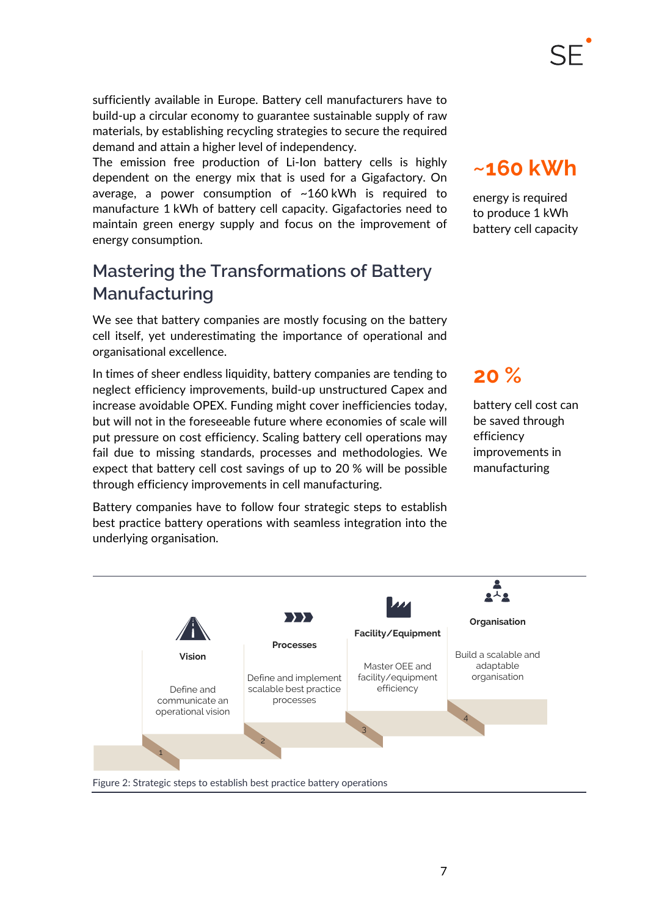sufficiently available in Europe. Battery cell manufacturers have to build-up a circular economy to guarantee sustainable supply of raw materials, by establishing recycling strategies to secure the required demand and attain a higher level of independency.

The emission free production of Li-Ion battery cells is highly dependent on the energy mix that is used for a Gigafactory. On average, a power consumption of ~160 kWh is required to manufacture 1 kWh of battery cell capacity. Gigafactories need to maintain green energy supply and focus on the improvement of energy consumption.

**~160 kWh**

energy is required to produce 1 kWh battery cell capacity

## Mastering the Transformations of Battery Manufacturing

We see that battery companies are mostly focusing on the battery cell itself, yet underestimating the importance of operational and organisational excellence.

In times of sheer endless liquidity, battery companies are tending to neglect efficiency improvements, build-up unstructured Capex and increase avoidable OPEX. Funding might cover inefficiencies today, but will not in the foreseeable future where economies of scale will put pressure on cost efficiency. Scaling battery cell operations may fail due to missing standards, processes and methodologies. We expect that battery cell cost savings of up to 20 % will be possible through efficiency improvements in cell manufacturing.

**20 %**

battery cell cost can be saved through efficiency improvements in manufacturing

Battery companies have to follow four strategic steps to establish best practice battery operations with seamless integration into the underlying organisation.

1. **Vision** – Define and communicate an operational vision
2. **Processes** – Define and implement scalable best practice processes
3. **Facility/Equipment** – Master OEE and facility/equipment efficiency
4. **Organisation** – Build a scalable and adaptable organisation

Figure 2: Strategic steps to establish best practice battery operations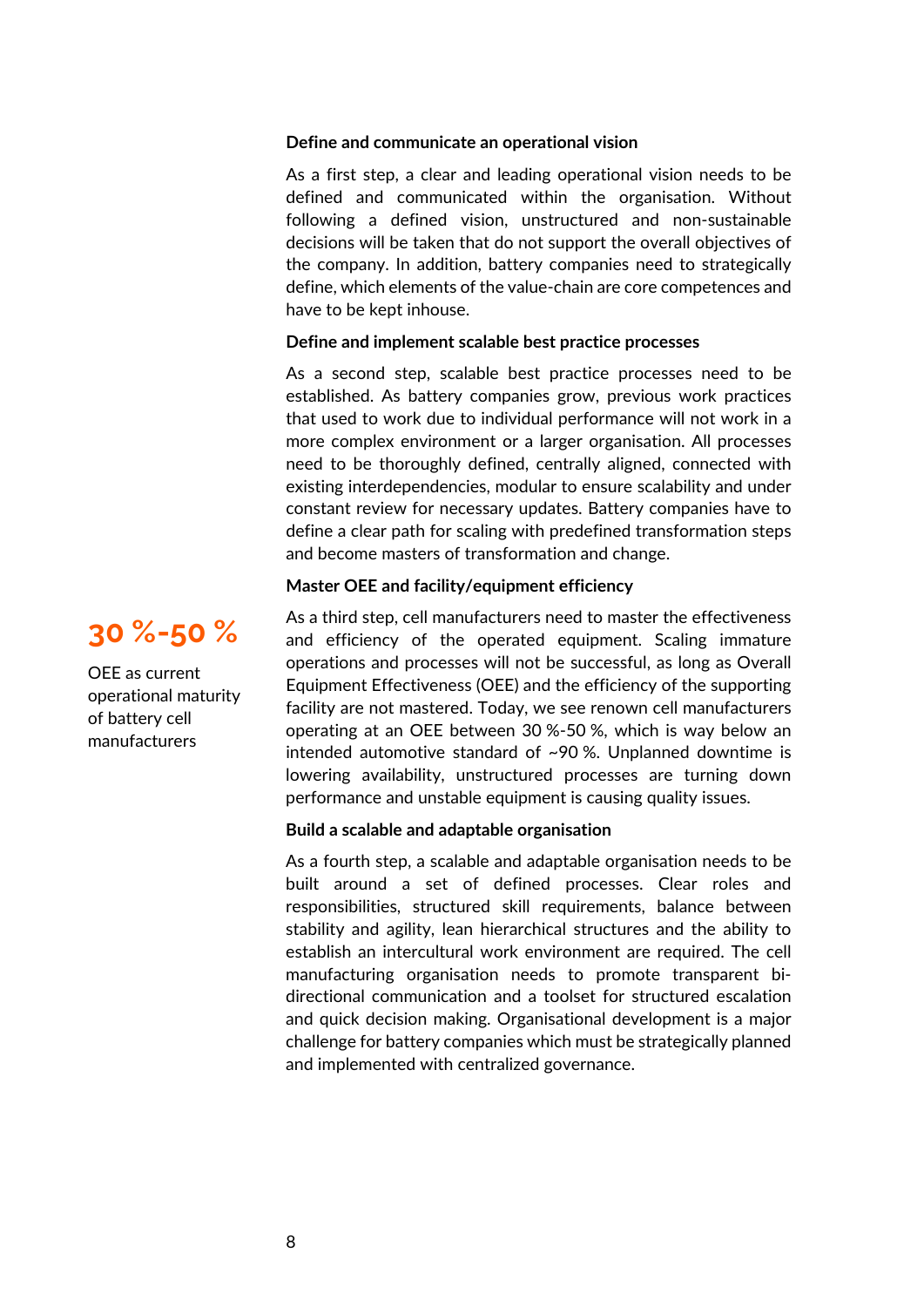### Define and communicate an operational vision

As a first step, a clear and leading operational vision needs to be defined and communicated within the organisation. Without following a defined vision, unstructured and non-sustainable decisions will be taken that do not support the overall objectives of the company. In addition, battery companies need to strategically define, which elements of the value-chain are core competences and have to be kept inhouse.

### Define and implement scalable best practice processes

As a second step, scalable best practice processes need to be established. As battery companies grow, previous work practices that used to work due to individual performance will not work in a more complex environment or a larger organisation. All processes need to be thoroughly defined, centrally aligned, connected with existing interdependencies, modular to ensure scalability and under constant review for necessary updates. Battery companies have to define a clear path for scaling with predefined transformation steps and become masters of transformation and change.

### Master OEE and facility/equipment efficiency

**30 %-50 %**

OEE as current operational maturity of battery cell manufacturers

As a third step, cell manufacturers need to master the effectiveness and efficiency of the operated equipment. Scaling immature operations and processes will not be successful, as long as Overall Equipment Effectiveness (OEE) and the efficiency of the supporting facility are not mastered. Today, we see renown cell manufacturers operating at an OEE between 30 %-50 %, which is way below an intended automotive standard of ~90 %. Unplanned downtime is lowering availability, unstructured processes are turning down performance and unstable equipment is causing quality issues.

### Build a scalable and adaptable organisation

As a fourth step, a scalable and adaptable organisation needs to be built around a set of defined processes. Clear roles and responsibilities, structured skill requirements, balance between stability and agility, lean hierarchical structures and the ability to establish an intercultural work environment are required. The cell manufacturing organisation needs to promote transparent bi-directional communication and a toolset for structured escalation and quick decision making. Organisational development is a major challenge for battery companies which must be strategically planned and implemented with centralized governance.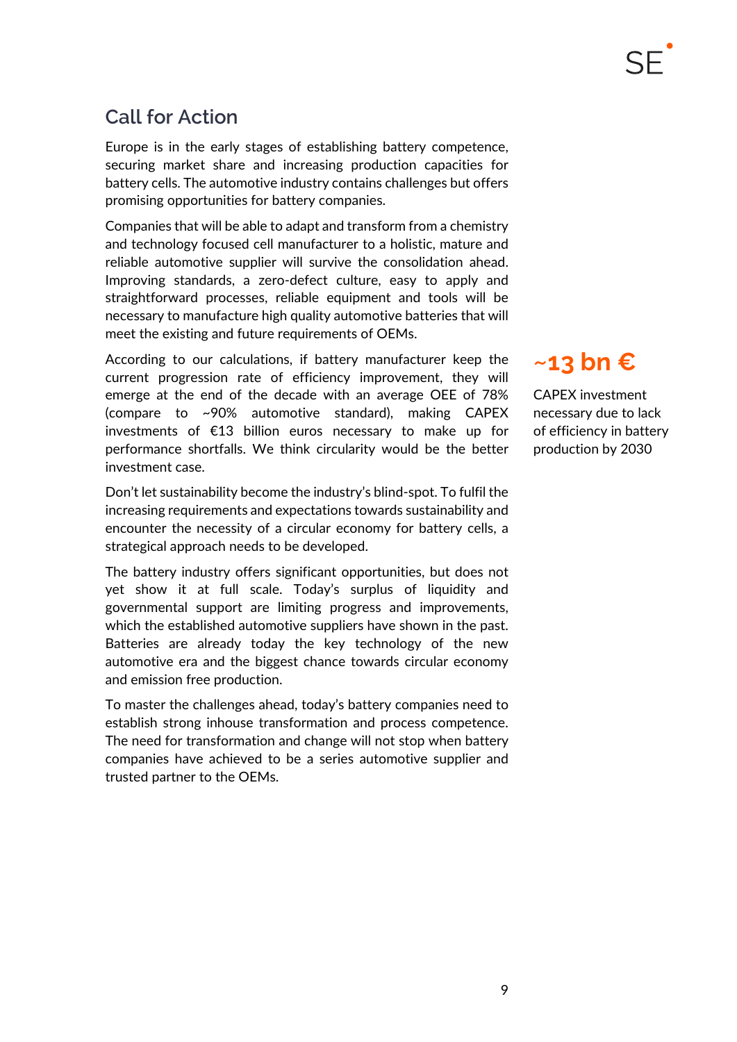## Call for Action

Europe is in the early stages of establishing battery competence, securing market share and increasing production capacities for battery cells. The automotive industry contains challenges but offers promising opportunities for battery companies.

Companies that will be able to adapt and transform from a chemistry and technology focused cell manufacturer to a holistic, mature and reliable automotive supplier will survive the consolidation ahead. Improving standards, a zero-defect culture, easy to apply and straightforward processes, reliable equipment and tools will be necessary to manufacture high quality automotive batteries that will meet the existing and future requirements of OEMs.

According to our calculations, if battery manufacturer keep the current progression rate of efficiency improvement, they will emerge at the end of the decade with an average OEE of 78% (compare to ~90% automotive standard), making CAPEX investments of €13 billion euros necessary to make up for performance shortfalls. We think circularity would be the better investment case.

**~13 bn €**

CAPEX investment necessary due to lack of efficiency in battery production by 2030

Don't let sustainability become the industry's blind-spot. To fulfil the increasing requirements and expectations towards sustainability and encounter the necessity of a circular economy for battery cells, a strategical approach needs to be developed.

The battery industry offers significant opportunities, but does not yet show it at full scale. Today's surplus of liquidity and governmental support are limiting progress and improvements, which the established automotive suppliers have shown in the past. Batteries are already today the key technology of the new automotive era and the biggest chance towards circular economy and emission free production.

To master the challenges ahead, today's battery companies need to establish strong inhouse transformation and process competence. The need for transformation and change will not stop when battery companies have achieved to be a series automotive supplier and trusted partner to the OEMs.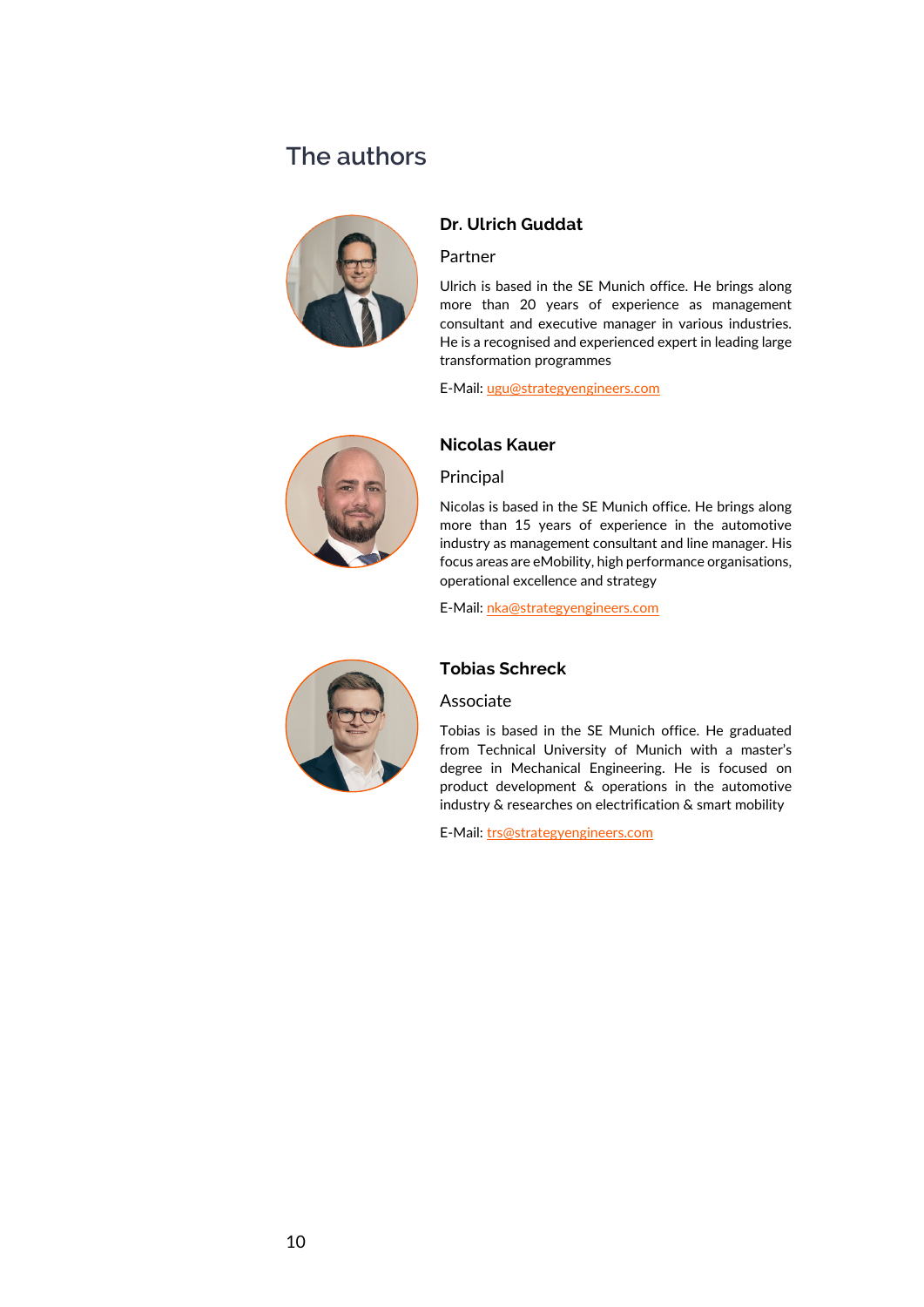# The authors

### Dr. Ulrich Guddat

Partner

Ulrich is based in the SE Munich office. He brings along more than 20 years of experience as management consultant and executive manager in various industries. He is a recognised and experienced expert in leading large transformation programmes

E-Mail: ugu@strategyengineers.com

### Nicolas Kauer

Principal

Nicolas is based in the SE Munich office. He brings along more than 15 years of experience in the automotive industry as management consultant and line manager. His focus areas are eMobility, high performance organisations, operational excellence and strategy

E-Mail: nka@strategyengineers.com

### Tobias Schreck

Associate

Tobias is based in the SE Munich office. He graduated from Technical University of Munich with a master's degree in Mechanical Engineering. He is focused on product development & operations in the automotive industry & researches on electrification & smart mobility

E-Mail: trs@strategyengineers.com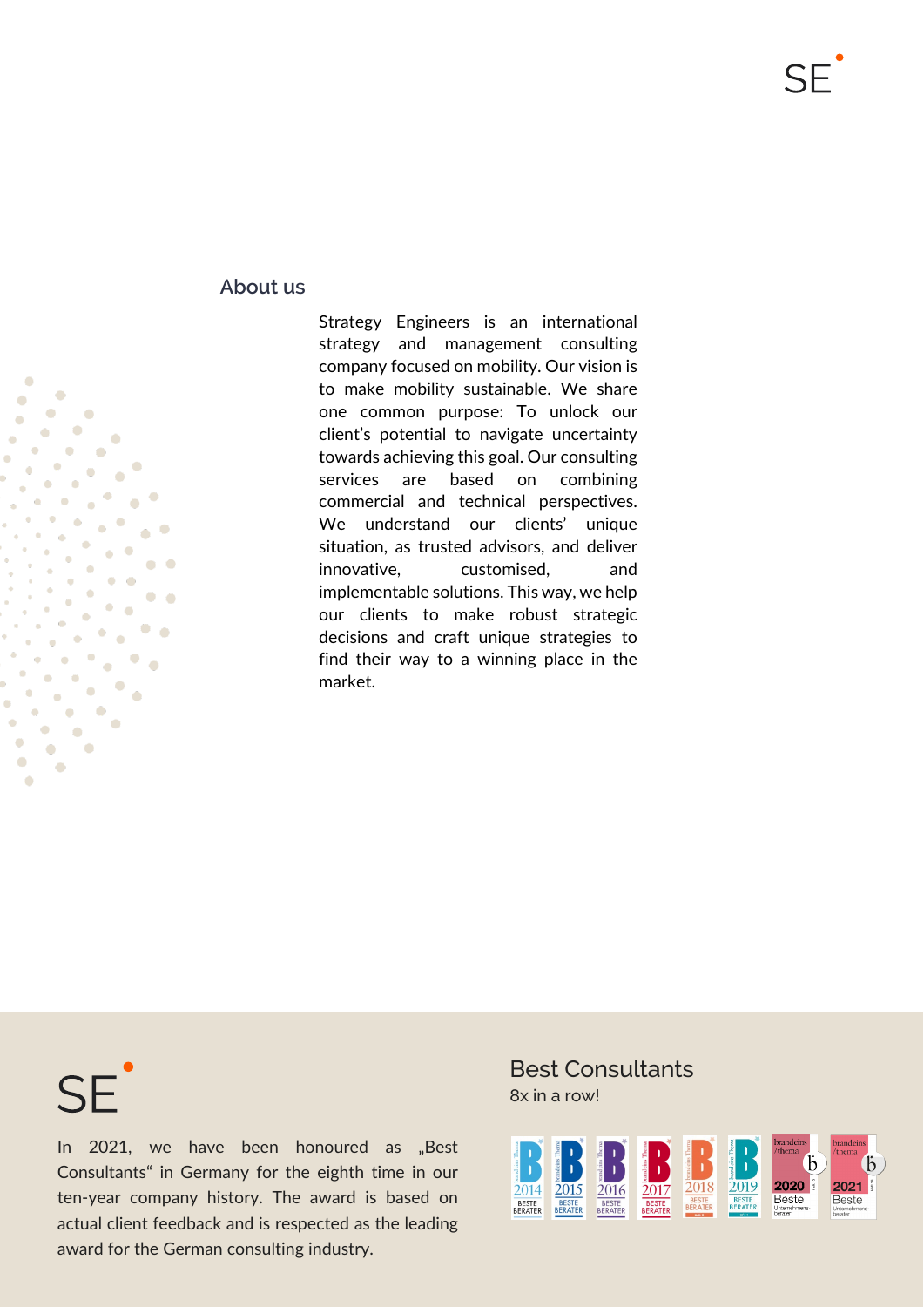## About us

Strategy Engineers is an international strategy and management consulting company focused on mobility. Our vision is to make mobility sustainable. We share one common purpose: To unlock our client's potential to navigate uncertainty towards achieving this goal. Our consulting services are based on combining commercial and technical perspectives. We understand our clients' unique situation, as trusted advisors, and deliver innovative, customised, and implementable solutions. This way, we help our clients to make robust strategic decisions and craft unique strategies to find their way to a winning place in the market.

SE

In 2021, we have been honoured as „Best Consultants" in Germany for the eighth time in our ten-year company history. The award is based on actual client feedback and is respected as the leading award for the German consulting industry.

## Best Consultants

8x in a row!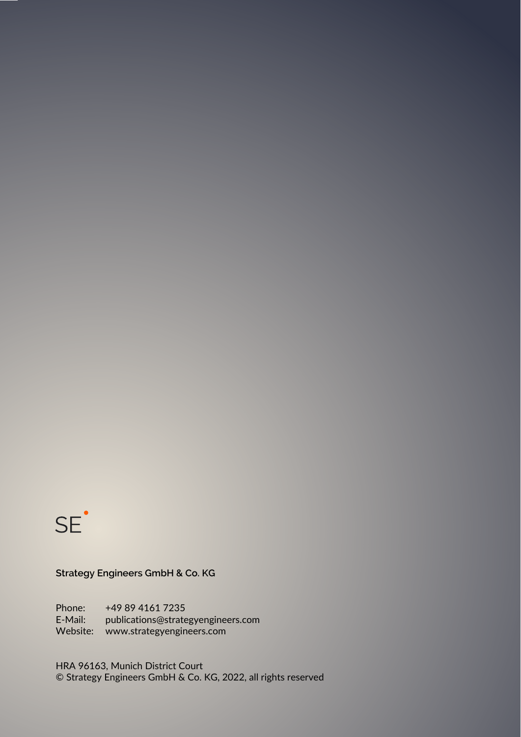SE

**Strategy Engineers GmbH & Co. KG**

Phone: +49 89 4161 7235
E-Mail: publications@strategyengineers.com
Website: www.strategyengineers.com

HRA 96163, Munich District Court
© Strategy Engineers GmbH & Co. KG, 2022, all rights reserved